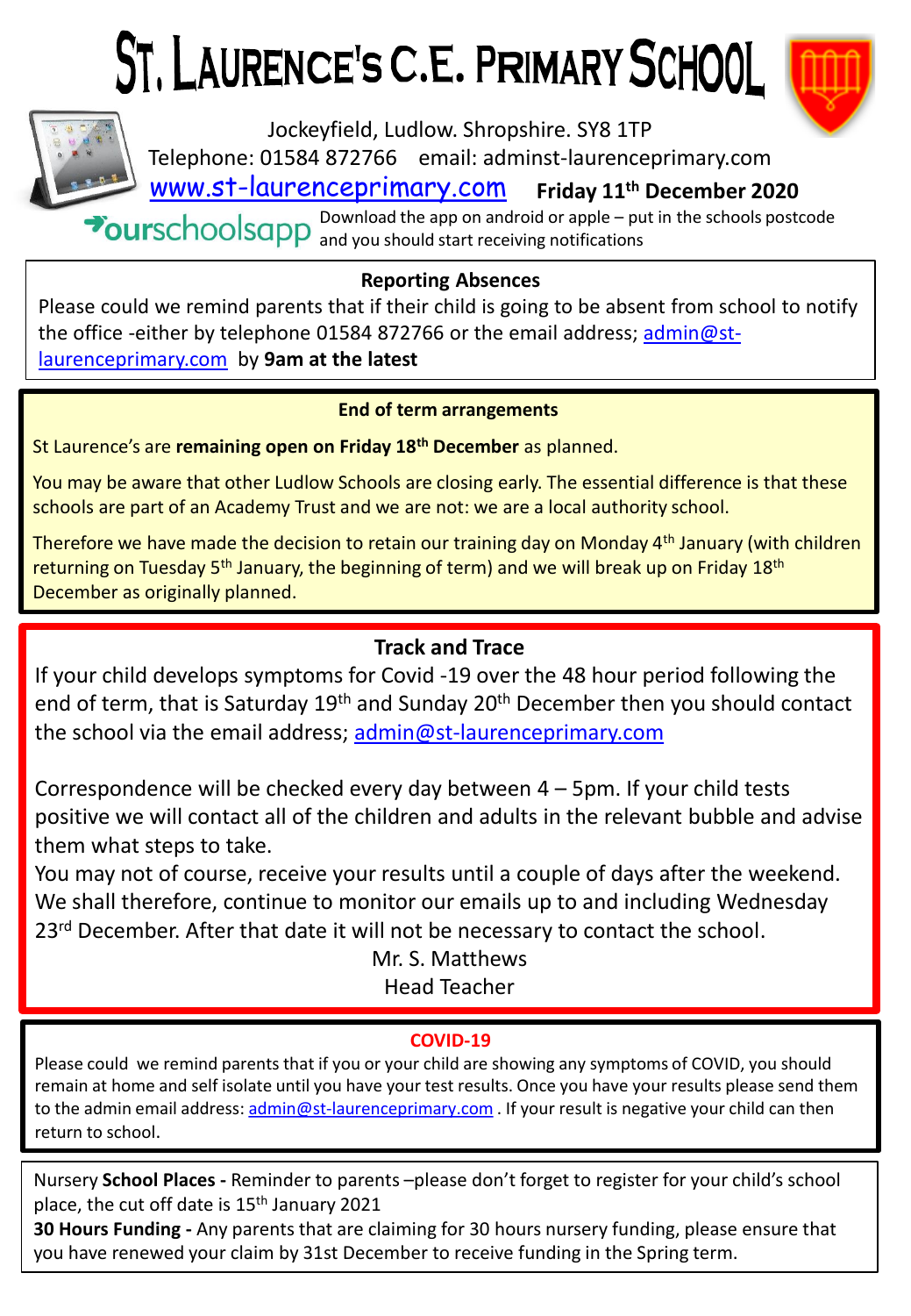# ST. LAURENCE'S C.E. PRIMARY SCHOOL

Jockeyfield, Ludlow. Shropshire. SY8 1TP

Telephone: 01584 872766 email: adminst-laurenceprimary.com

www.st-laurenceprimary.com **Friday 11th December 2020**

ourschoolsapp Download the app on android or apple – put in the schools postcode and you should start receiving notifications

## Reporting Absences

Please could we remind parents that if their child is going to be absent from school to notify the office -either by telephone 01584 872766 or the email address; admin@st-laurenceprimary.com by **9am at the latest**

## End of term arrangements

St Laurence's are **remaining open on Friday 18th December** as planned.

You may be aware that other Ludlow Schools are closing early. The essential difference is that these schools are part of an Academy Trust and we are not: we are a local authority school.

Therefore we have made the decision to retain our training day on Monday 4th January (with children returning on Tuesday 5th January, the beginning of term) and we will break up on Friday 18th December as originally planned.

## Track and Trace

If your child develops symptoms for Covid -19 over the 48 hour period following the end of term, that is Saturday 19th and Sunday 20th December then you should contact the school via the email address; admin@st-laurenceprimary.com

Correspondence will be checked every day between 4 – 5pm. If your child tests positive we will contact all of the children and adults in the relevant bubble and advise them what steps to take.

You may not of course, receive your results until a couple of days after the weekend. We shall therefore, continue to monitor our emails up to and including Wednesday 23rd December. After that date it will not be necessary to contact the school.

Mr. S. Matthews

Head Teacher

## COVID-19

Please could we remind parents that if you or your child are showing any symptoms of COVID, you should remain at home and self isolate until you have your test results. Once you have your results please send them to the admin email address: admin@st-laurenceprimary.com . If your result is negative your child can then return to school.

Nursery **School Places -** Reminder to parents –please don't forget to register for your child's school place, the cut off date is 15th January 2021

**30 Hours Funding -** Any parents that are claiming for 30 hours nursery funding, please ensure that you have renewed your claim by 31st December to receive funding in the Spring term.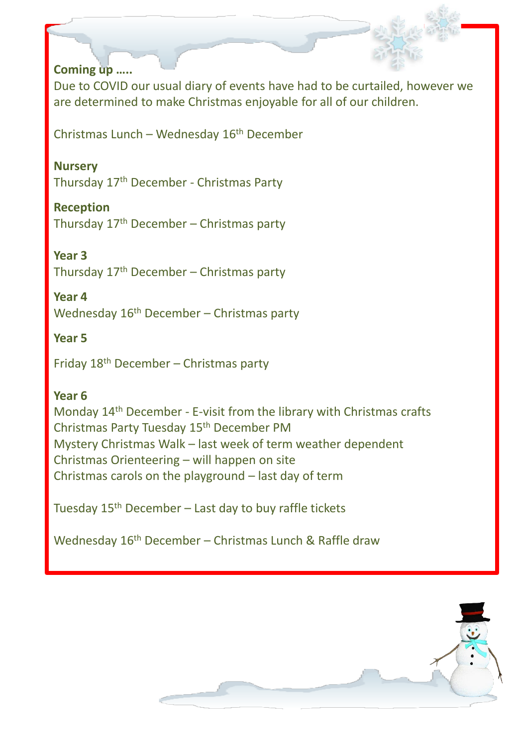**Coming up …..**

Due to COVID our usual diary of events have had to be curtailed, however we are determined to make Christmas enjoyable for all of our children.

Christmas Lunch – Wednesday 16th December

**Nursery**

Thursday 17th December - Christmas Party

**Reception**

Thursday 17th December – Christmas party

**Year 3**

Thursday 17th December – Christmas party

**Year 4**

Wednesday 16th December – Christmas party

**Year 5**

Friday 18th December – Christmas party

**Year 6**

Monday 14th December - E-visit from the library with Christmas crafts
Christmas Party Tuesday 15th December PM
Mystery Christmas Walk – last week of term weather dependent
Christmas Orienteering – will happen on site
Christmas carols on the playground – last day of term

Tuesday 15th December – Last day to buy raffle tickets

Wednesday 16th December – Christmas Lunch & Raffle draw